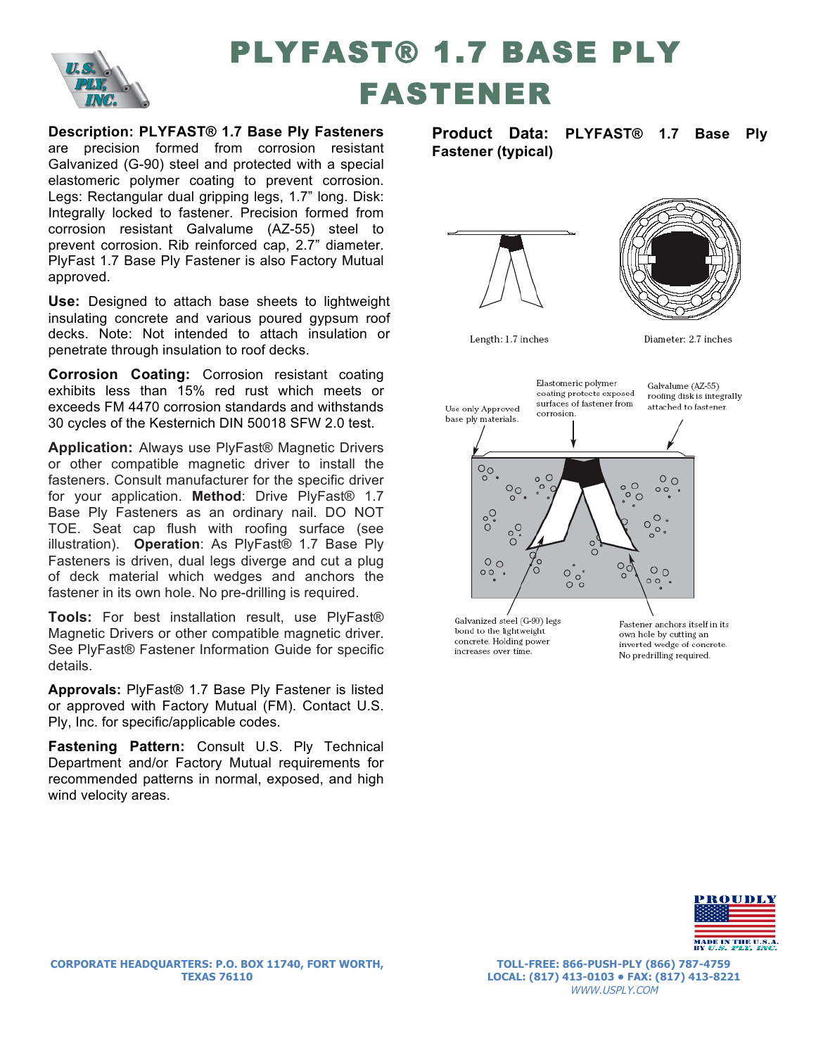# PLYFAST® 1.7 BASE PLY FASTENER

**Description: PLYFAST® 1.7 Base Ply Fasteners** are precision formed from corrosion resistant Galvanized (G-90) steel and protected with a special elastomeric polymer coating to prevent corrosion. Legs: Rectangular dual gripping legs, 1.7" long. Disk: Integrally locked to fastener. Precision formed from corrosion resistant Galvalume (AZ-55) steel to prevent corrosion. Rib reinforced cap, 2.7" diameter. PlyFast 1.7 Base Ply Fastener is also Factory Mutual approved.

**Use:** Designed to attach base sheets to lightweight insulating concrete and various poured gypsum roof decks. Note: Not intended to attach insulation or penetrate through insulation to roof decks.

**Corrosion Coating:** Corrosion resistant coating exhibits less than 15% red rust which meets or exceeds FM 4470 corrosion standards and withstands 30 cycles of the Kesternich DIN 50018 SFW 2.0 test.

**Application:** Always use PlyFast® Magnetic Drivers or other compatible magnetic driver to install the fasteners. Consult manufacturer for the specific driver for your application. **Method**: Drive PlyFast® 1.7 Base Ply Fasteners as an ordinary nail. DO NOT TOE. Seat cap flush with roofing surface (see illustration). **Operation**: As PlyFast® 1.7 Base Ply Fasteners is driven, dual legs diverge and cut a plug of deck material which wedges and anchors the fastener in its own hole. No pre-drilling is required.

**Tools:** For best installation result, use PlyFast® Magnetic Drivers or other compatible magnetic driver. See PlyFast® Fastener Information Guide for specific details.

**Approvals:** PlyFast® 1.7 Base Ply Fastener is listed or approved with Factory Mutual (FM). Contact U.S. Ply, Inc. for specific/applicable codes.

**Fastening Pattern:** Consult U.S. Ply Technical Department and/or Factory Mutual requirements for recommended patterns in normal, exposed, and high wind velocity areas.

**Product Data: PLYFAST® 1.7 Base Ply Fastener (typical)**

Length: 1.7 inches

Diameter: 2.7 inches

Use only Approved base ply materials.

Elastomeric polymer coating protects exposed surfaces of fastener from corrosion.

Galvalume (AZ-55) roofing disk is integrally attached to fastener.

Galvanized steel (G-90) legs bond to the lightweight concrete. Holding power increases over time.

Fastener anchors itself in its own hole by cutting an inverted wedge of concrete. No predrilling required.

CORPORATE HEADQUARTERS: P.O. BOX 11740, FORT WORTH, TEXAS 76110

TOLL-FREE: 866-PUSH-PLY (866) 787-4759
LOCAL: (817) 413-0103 • FAX: (817) 413-8221
WWW.USPLY.COM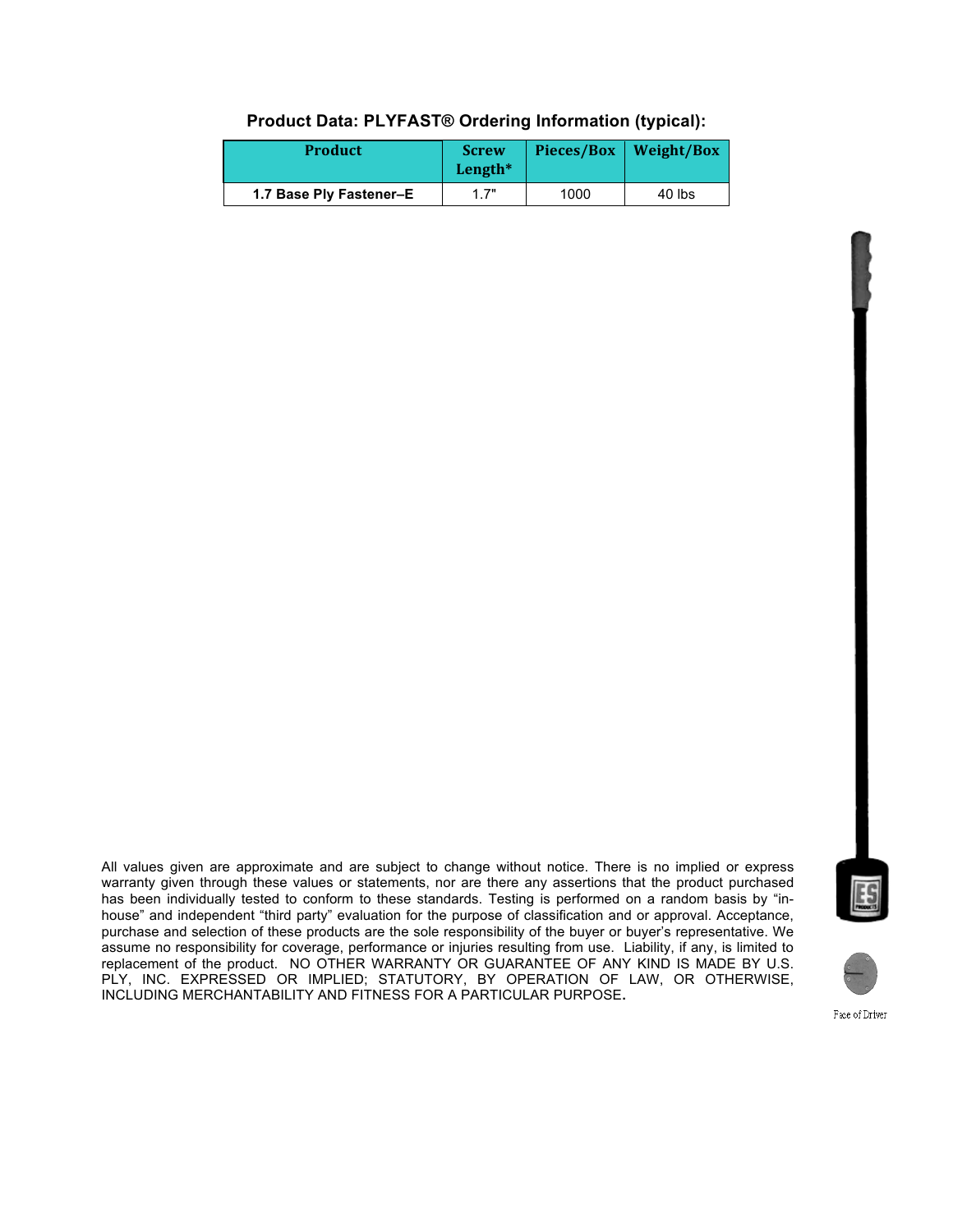**Product Data: PLYFAST® Ordering Information (typical):**

| Product | Screw Length* | Pieces/Box | Weight/Box |
|---|---|---|---|
| **1.7 Base Ply Fastener–E** | 1.7" | 1000 | 40 lbs |

All values given are approximate and are subject to change without notice. There is no implied or express warranty given through these values or statements, nor are there any assertions that the product purchased has been individually tested to conform to these standards. Testing is performed on a random basis by "in-house" and independent "third party" evaluation for the purpose of classification and or approval. Acceptance, purchase and selection of these products are the sole responsibility of the buyer or buyer's representative. We assume no responsibility for coverage, performance or injuries resulting from use. Liability, if any, is limited to replacement of the product. NO OTHER WARRANTY OR GUARANTEE OF ANY KIND IS MADE BY U.S. PLY, INC. EXPRESSED OR IMPLIED; STATUTORY, BY OPERATION OF LAW, OR OTHERWISE, INCLUDING MERCHANTABILITY AND FITNESS FOR A PARTICULAR PURPOSE**.**

Face of Driver